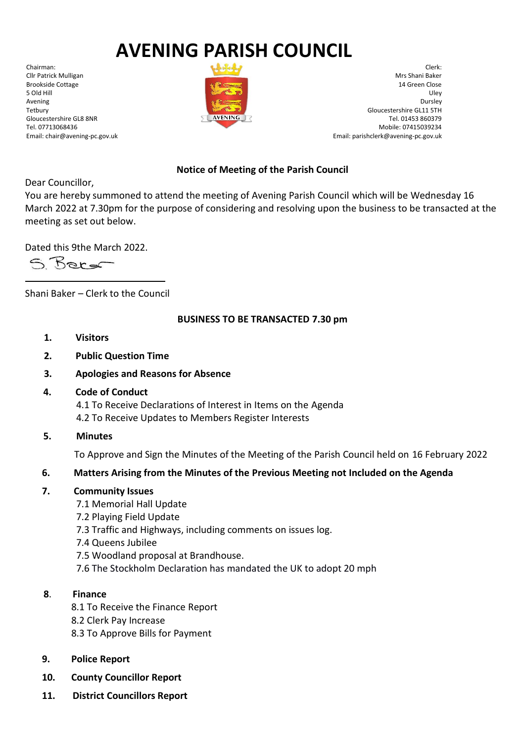# AVENING PARISH COUNCIL

Chairman:
Cllr Patrick Mulligan
Brookside Cottage
5 Old Hill
Avening
Tetbury
Gloucestershire GL8 8NR
Tel. 07713068436
Email: chair@avening-pc.gov.uk

Clerk:
Mrs Shani Baker
14 Green Close
Uley
Dursley
Gloucestershire GL11 5TH
Tel. 01453 860379
Mobile: 07415039234
Email: parishclerk@avening-pc.gov.uk

**Notice of Meeting of the Parish Council**

Dear Councillor,

You are hereby summoned to attend the meeting of Avening Parish Council which will be Wednesday 16 March 2022 at 7.30pm for the purpose of considering and resolving upon the business to be transacted at the meeting as set out below.

Dated this 9the March 2022.

S. Baker

Shani Baker – Clerk to the Council

**BUSINESS TO BE TRANSACTED 7.30 pm**

1. **Visitors**
2. **Public Question Time**
3. **Apologies and Reasons for Absence**
4. **Code of Conduct**
   - 4.1 To Receive Declarations of Interest in Items on the Agenda
   - 4.2 To Receive Updates to Members Register Interests
5. **Minutes**

   To Approve and Sign the Minutes of the Meeting of the Parish Council held on 16 February 2022
6. **Matters Arising from the Minutes of the Previous Meeting not Included on the Agenda**
7. **Community Issues**
   - 7.1 Memorial Hall Update
   - 7.2 Playing Field Update
   - 7.3 Traffic and Highways, including comments on issues log.
   - 7.4 Queens Jubilee
   - 7.5 Woodland proposal at Brandhouse.
   - 7.6 The Stockholm Declaration has mandated the UK to adopt 20 mph
8. **Finance**
   - 8.1 To Receive the Finance Report
   - 8.2 Clerk Pay Increase
   - 8.3 To Approve Bills for Payment
9. **Police Report**
10. **County Councillor Report**
11. **District Councillors Report**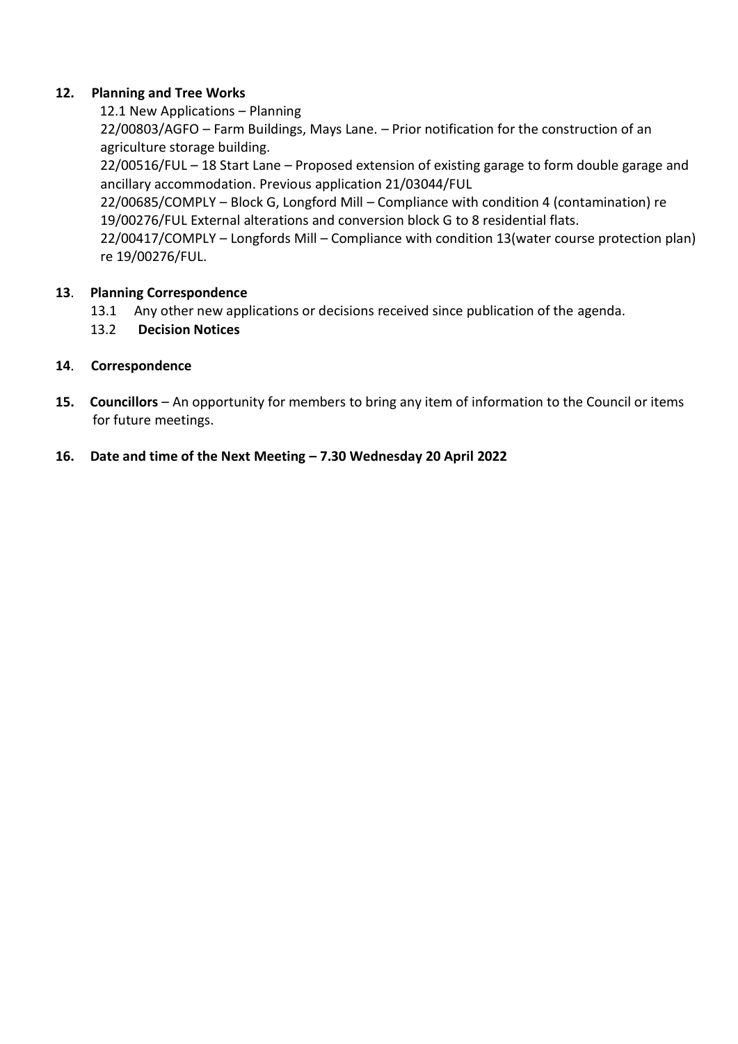**12. Planning and Tree Works**

12.1 New Applications – Planning

22/00803/AGFO – Farm Buildings, Mays Lane. – Prior notification for the construction of an agriculture storage building.

22/00516/FUL – 18 Start Lane – Proposed extension of existing garage to form double garage and ancillary accommodation. Previous application 21/03044/FUL

22/00685/COMPLY – Block G, Longford Mill – Compliance with condition 4 (contamination) re 19/00276/FUL External alterations and conversion block G to 8 residential flats.

22/00417/COMPLY – Longfords Mill – Compliance with condition 13(water course protection plan) re 19/00276/FUL.

**13. Planning Correspondence**

13.1 Any other new applications or decisions received since publication of the agenda.

13.2 **Decision Notices**

**14. Correspondence**

**15. Councillors** – An opportunity for members to bring any item of information to the Council or items for future meetings.

**16. Date and time of the Next Meeting – 7.30 Wednesday 20 April 2022**